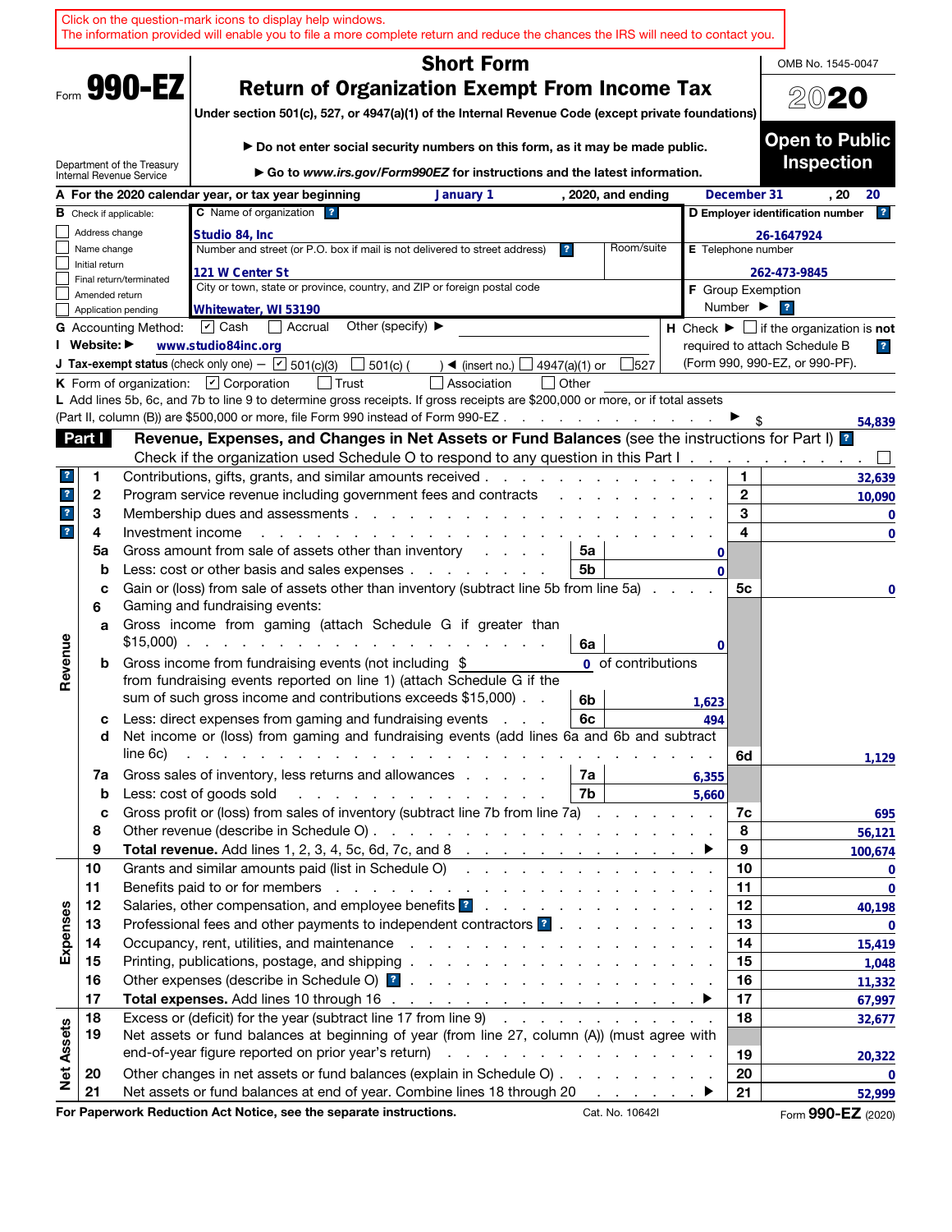Click on the question-mark icons to display help windows.
The information provided will enable you to file a more complete return and reduce the chances the IRS will need to contact you.

Form **990-EZ**

Department of the Treasury
Internal Revenue Service

# Short Form
# Return of Organization Exempt From Income Tax

**Under section 501(c), 527, or 4947(a)(1) of the Internal Revenue Code (except private foundations)**

▶ **Do not enter social security numbers on this form, as it may be made public.**

▶ **Go to *www.irs.gov/Form990EZ* for instructions and the latest information.**

OMB No. 1545-0047

**2020**

**Open to Public Inspection**

**A** For the 2020 calendar year, or tax year beginning January 1, 2020, and ending December 31, 20 20

**B** Check if applicable:
- ☐ Address change
- ☐ Name change
- ☐ Initial return
- ☐ Final return/terminated
- ☐ Amended return
- ☐ Application pending

**C** Name of organization: Studio 84, Inc

Number and street (or P.O. box if mail is not delivered to street address): 121 W Center St | Room/suite:

City or town, state or province, country, and ZIP or foreign postal code: Whitewater, WI 53190

**D Employer identification number:** 26-1647924

**E** Telephone number: 262-473-9845

**F** Group Exemption Number ▶

**G** Accounting Method: ☑ Cash ☐ Accrual Other (specify) ▶

**H** Check ▶ ☐ if the organization is **not** required to attach Schedule B (Form 990, 990-EZ, or 990-PF).

**I Website:** ▶ www.studio84inc.org

**J Tax-exempt status** (check only one) — ☑ 501(c)(3) ☐ 501(c) ( ) ◀ (insert no.) ☐ 4947(a)(1) or ☐ 527

**K** Form of organization: ☑ Corporation ☐ Trust ☐ Association ☐ Other

**L** Add lines 5b, 6c, and 7b to line 9 to determine gross receipts. If gross receipts are $200,000 or more, or if total assets (Part II, column (B)) are $500,000 or more, file Form 990 instead of Form 990-EZ ▶ $ 54,839

## Part I — Revenue, Expenses, and Changes in Net Assets or Fund Balances (see the instructions for Part I)

Check if the organization used Schedule O to respond to any question in this Part I ☐

| Section | Line | Description | Sub-line | Sub-amount | Line | Amount |
|---|---|---|---|---|---|---|
| Revenue | 1 | Contributions, gifts, grants, and similar amounts received | | | 1 | 32,639 |
| | 2 | Program service revenue including government fees and contracts | | | 2 | 10,090 |
| | 3 | Membership dues and assessments | | | 3 | 0 |
| | 4 | Investment income | | | 4 | 0 |
| | 5a | Gross amount from sale of assets other than inventory | 5a | 0 | | |
| | b | Less: cost or other basis and sales expenses | 5b | 0 | | |
| | c | Gain or (loss) from sale of assets other than inventory (subtract line 5b from line 5a) | | | 5c | 0 |
| | 6 | Gaming and fundraising events: | | | | |
| | a | Gross income from gaming (attach Schedule G if greater than $15,000) | 6a | 0 | | |
| | b | Gross income from fundraising events (not including $ 0 of contributions from fundraising events reported on line 1) (attach Schedule G if the sum of such gross income and contributions exceeds $15,000) | 6b | 1,623 | | |
| | c | Less: direct expenses from gaming and fundraising events | 6c | 494 | | |
| | d | Net income or (loss) from gaming and fundraising events (add lines 6a and 6b and subtract line 6c) | | | 6d | 1,129 |
| | 7a | Gross sales of inventory, less returns and allowances | 7a | 6,355 | | |
| | b | Less: cost of goods sold | 7b | 5,660 | | |
| | c | Gross profit or (loss) from sales of inventory (subtract line 7b from line 7a) | | | 7c | 695 |
| | 8 | Other revenue (describe in Schedule O) | | | 8 | 56,121 |
| | 9 | **Total revenue.** Add lines 1, 2, 3, 4, 5c, 6d, 7c, and 8 ▶ | | | 9 | 100,674 |
| Expenses | 10 | Grants and similar amounts paid (list in Schedule O) | | | 10 | 0 |
| | 11 | Benefits paid to or for members | | | 11 | 0 |
| | 12 | Salaries, other compensation, and employee benefits | | | 12 | 40,198 |
| | 13 | Professional fees and other payments to independent contractors | | | 13 | 0 |
| | 14 | Occupancy, rent, utilities, and maintenance | | | 14 | 15,419 |
| | 15 | Printing, publications, postage, and shipping | | | 15 | 1,048 |
| | 16 | Other expenses (describe in Schedule O) | | | 16 | 11,332 |
| | 17 | **Total expenses.** Add lines 10 through 16 ▶ | | | 17 | 67,997 |
| Net Assets | 18 | Excess or (deficit) for the year (subtract line 17 from line 9) | | | 18 | 32,677 |
| | 19 | Net assets or fund balances at beginning of year (from line 27, column (A)) (must agree with end-of-year figure reported on prior year's return) | | | 19 | 20,322 |
| | 20 | Other changes in net assets or fund balances (explain in Schedule O) | | | 20 | 0 |
| | 21 | Net assets or fund balances at end of year. Combine lines 18 through 20 ▶ | | | 21 | 52,999 |

**For Paperwork Reduction Act Notice, see the separate instructions.** Cat. No. 10642I Form **990-EZ** (2020)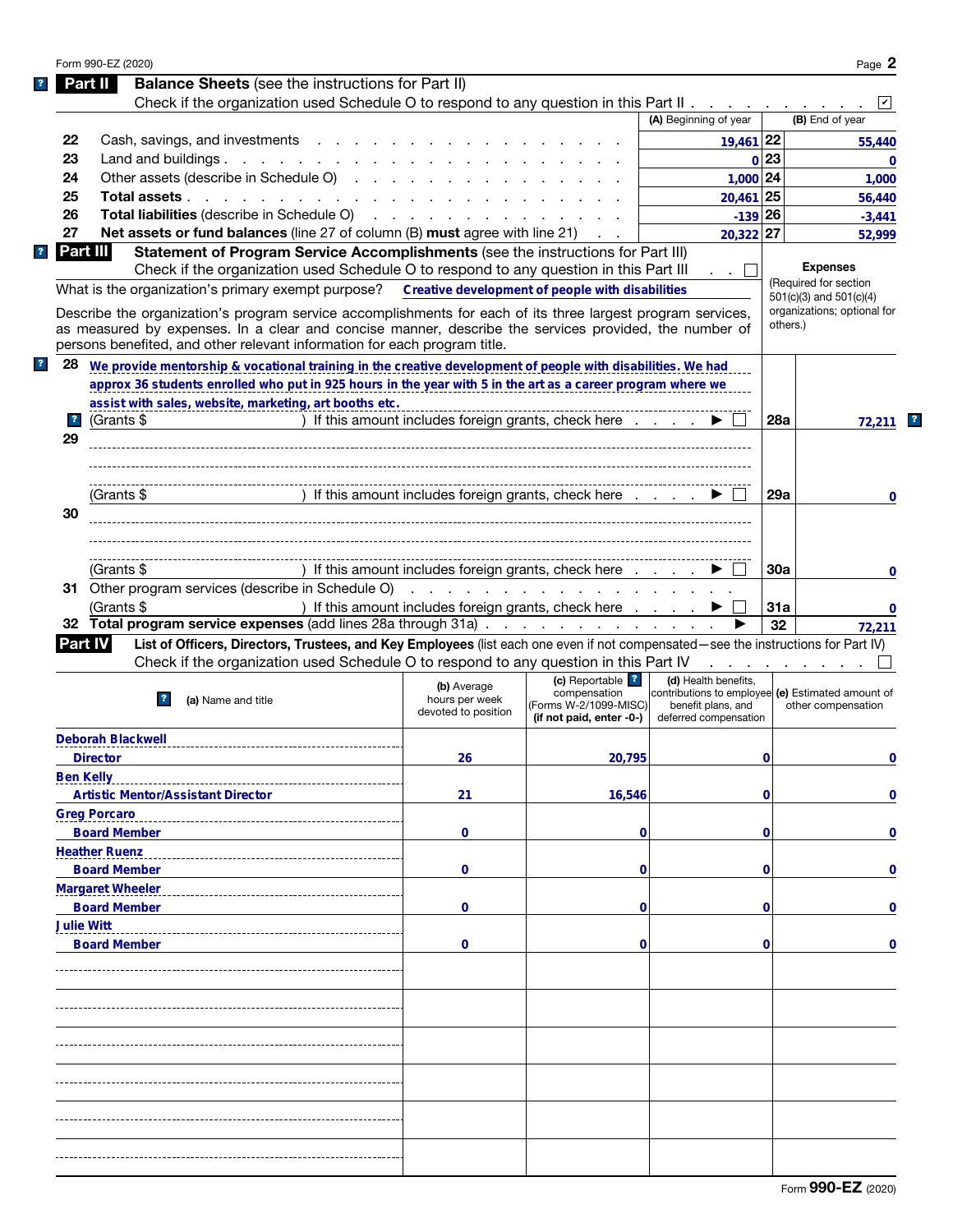Form 990-EZ (2020)

## Part II Balance Sheets (see the instructions for Part II)

Check if the organization used Schedule O to respond to any question in this Part II . . . ☑

| | | (A) Beginning of year | | (B) End of year |
|---|---|---|---|---|
| 22 | Cash, savings, and investments | 19,461 | 22 | 55,440 |
| 23 | Land and buildings | 0 | 23 | 0 |
| 24 | Other assets (describe in Schedule O) | 1,000 | 24 | 1,000 |
| 25 | **Total assets** | 20,461 | 25 | 56,440 |
| 26 | **Total liabilities** (describe in Schedule O) | -139 | 26 | -3,441 |
| 27 | **Net assets or fund balances** (line 27 of column (B) **must** agree with line 21) | 20,322 | 27 | 52,999 |

## Part III Statement of Program Service Accomplishments (see the instructions for Part III)

Check if the organization used Schedule O to respond to any question in this Part III . . . ☐

**Expenses** (Required for section 501(c)(3) and 501(c)(4) organizations; optional for others.)

What is the organization's primary exempt purpose? **Creative development of people with disabilities**

Describe the organization's program service accomplishments for each of its three largest program services, as measured by expenses. In a clear and concise manner, describe the services provided, the number of persons benefited, and other relevant information for each program title.

| | | | |
|---|---|---|---|
| 28 | We provide mentorship & vocational training in the creative development of people with disabilities. We had approx 36 students enrolled who put in 925 hours in the year with 5 in the art as a career program where we assist with sales, website, marketing, art booths etc.<br>(Grants $ ) If this amount includes foreign grants, check here ▶ ☐ | 28a | 72,211 |
| 29 | (Grants $ ) If this amount includes foreign grants, check here ▶ ☐ | 29a | 0 |
| 30 | (Grants $ ) If this amount includes foreign grants, check here ▶ ☐ | 30a | 0 |
| 31 | Other program services (describe in Schedule O)<br>(Grants $ ) If this amount includes foreign grants, check here ▶ ☐ | 31a | 0 |
| 32 | **Total program service expenses** (add lines 28a through 31a) ▶ | 32 | 72,211 |

## Part IV List of Officers, Directors, Trustees, and Key Employees (list each one even if not compensated—see the instructions for Part IV)

Check if the organization used Schedule O to respond to any question in this Part IV . . . ☐

| (a) Name and title | (b) Average hours per week devoted to position | (c) Reportable compensation (Forms W-2/1099-MISC) (if not paid, enter -0-) | (d) Health benefits, contributions to employee benefit plans, and deferred compensation | (e) Estimated amount of other compensation |
|---|---|---|---|---|
| Deborah Blackwell<br>Director | 26 | 20,795 | 0 | 0 |
| Ben Kelly<br>Artistic Mentor/Assistant Director | 21 | 16,546 | 0 | 0 |
| Greg Porcaro<br>Board Member | 0 | 0 | 0 | 0 |
| Heather Ruenz<br>Board Member | 0 | 0 | 0 | 0 |
| Margaret Wheeler<br>Board Member | 0 | 0 | 0 | 0 |
| Julie Witt<br>Board Member | 0 | 0 | 0 | 0 |

Form 990-EZ (2020)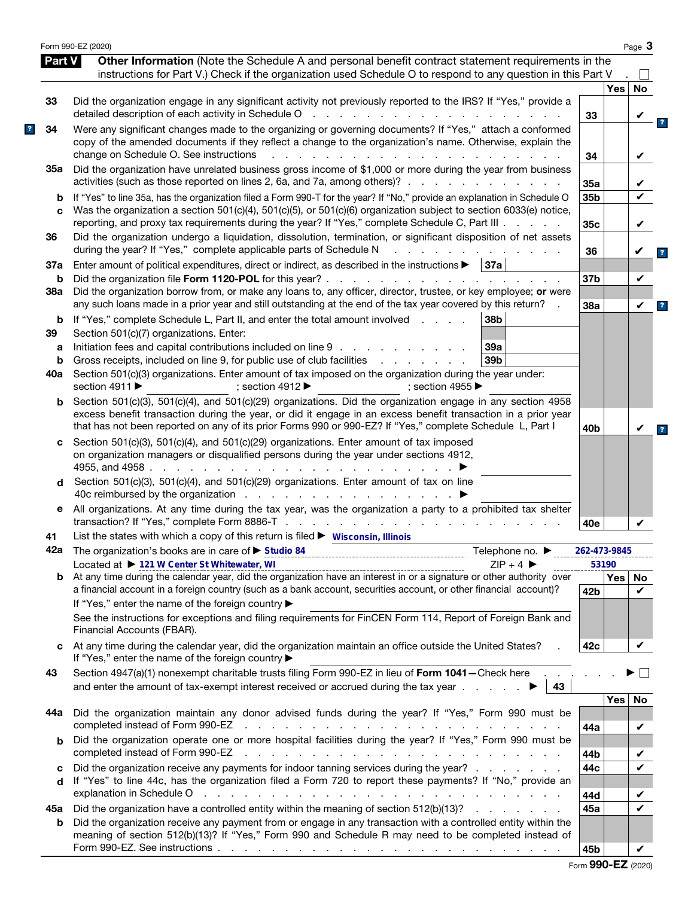Form 990-EZ (2020)

## Part V Other Information

(Note the Schedule A and personal benefit contract statement requirements in the instructions for Part V.) Check if the organization used Schedule O to respond to any question in this Part V . ☐

| | | | Yes | No |
|---|---|---|---|---|
| 33 | Did the organization engage in any significant activity not previously reported to the IRS? If "Yes," provide a detailed description of each activity in Schedule O | 33 | | ✔ |
| 34 | Were any significant changes made to the organizing or governing documents? If "Yes," attach a conformed copy of the amended documents if they reflect a change to the organization's name. Otherwise, explain the change on Schedule O. See instructions | 34 | | ✔ |
| 35a | Did the organization have unrelated business gross income of $1,000 or more during the year from business activities (such as those reported on lines 2, 6a, and 7a, among others)? | 35a | | ✔ |
| b | If "Yes" to line 35a, has the organization filed a Form 990-T for the year? If "No," provide an explanation in Schedule O | 35b | | ✔ |
| c | Was the organization a section 501(c)(4), 501(c)(5), or 501(c)(6) organization subject to section 6033(e) notice, reporting, and proxy tax requirements during the year? If "Yes," complete Schedule C, Part III | 35c | | ✔ |
| 36 | Did the organization undergo a liquidation, dissolution, termination, or significant disposition of net assets during the year? If "Yes," complete applicable parts of Schedule N | 36 | | ✔ |
| 37a | Enter amount of political expenditures, direct or indirect, as described in the instructions ▶ 37a | | | |
| b | Did the organization file **Form 1120-POL** for this year? | 37b | | ✔ |
| 38a | Did the organization borrow from, or make any loans to, any officer, director, trustee, or key employee; **or** were any such loans made in a prior year and still outstanding at the end of the tax year covered by this return? | 38a | | ✔ |
| b | If "Yes," complete Schedule L, Part II, and enter the total amount involved 38b | | | |
| 39 | Section 501(c)(7) organizations. Enter: | | | |
| a | Initiation fees and capital contributions included on line 9 39a | | | |
| b | Gross receipts, included on line 9, for public use of club facilities 39b | | | |
| 40a | Section 501(c)(3) organizations. Enter amount of tax imposed on the organization during the year under: section 4911 ▶ ; section 4912 ▶ ; section 4955 ▶ | | | |
| b | Section 501(c)(3), 501(c)(4), and 501(c)(29) organizations. Did the organization engage in any section 4958 excess benefit transaction during the year, or did it engage in an excess benefit transaction in a prior year that has not been reported on any of its prior Forms 990 or 990-EZ? If "Yes," complete Schedule L, Part I | 40b | | ✔ |
| c | Section 501(c)(3), 501(c)(4), and 501(c)(29) organizations. Enter amount of tax imposed on organization managers or disqualified persons during the year under sections 4912, 4955, and 4958 ▶ | | | |
| d | Section 501(c)(3), 501(c)(4), and 501(c)(29) organizations. Enter amount of tax on line 40c reimbursed by the organization ▶ | | | |
| e | All organizations. At any time during the tax year, was the organization a party to a prohibited tax shelter transaction? If "Yes," complete Form 8886-T | 40e | | ✔ |

41 List the states with which a copy of this return is filed ▶ Wisconsin, Illinois

42a The organization's books are in care of ▶ Studio 84 Telephone no. ▶ 262-473-9845

Located at ▶ 121 W Center St Whitewater, WI ZIP + 4 ▶ 53190

| | | | Yes | No |
|---|---|---|---|---|
| b | At any time during the calendar year, did the organization have an interest in or a signature or other authority over a financial account in a foreign country (such as a bank account, securities account, or other financial account)? If "Yes," enter the name of the foreign country ▶ See the instructions for exceptions and filing requirements for FinCEN Form 114, Report of Foreign Bank and Financial Accounts (FBAR). | 42b | | ✔ |
| c | At any time during the calendar year, did the organization maintain an office outside the United States? If "Yes," enter the name of the foreign country ▶ | 42c | | ✔ |

43 Section 4947(a)(1) nonexempt charitable trusts filing Form 990-EZ in lieu of **Form 1041**—Check here ▶ ☐ and enter the amount of tax-exempt interest received or accrued during the tax year ▶ 43

| | | | Yes | No |
|---|---|---|---|---|
| 44a | Did the organization maintain any donor advised funds during the year? If "Yes," Form 990 must be completed instead of Form 990-EZ | 44a | | ✔ |
| b | Did the organization operate one or more hospital facilities during the year? If "Yes," Form 990 must be completed instead of Form 990-EZ | 44b | | ✔ |
| c | Did the organization receive any payments for indoor tanning services during the year? | 44c | | ✔ |
| d | If "Yes" to line 44c, has the organization filed a Form 720 to report these payments? If "No," provide an explanation in Schedule O | 44d | | ✔ |
| 45a | Did the organization have a controlled entity within the meaning of section 512(b)(13)? | 45a | | ✔ |
| b | Did the organization receive any payment from or engage in any transaction with a controlled entity within the meaning of section 512(b)(13)? If "Yes," Form 990 and Schedule R may need to be completed instead of Form 990-EZ. See instructions | 45b | | ✔ |

Form **990-EZ** (2020)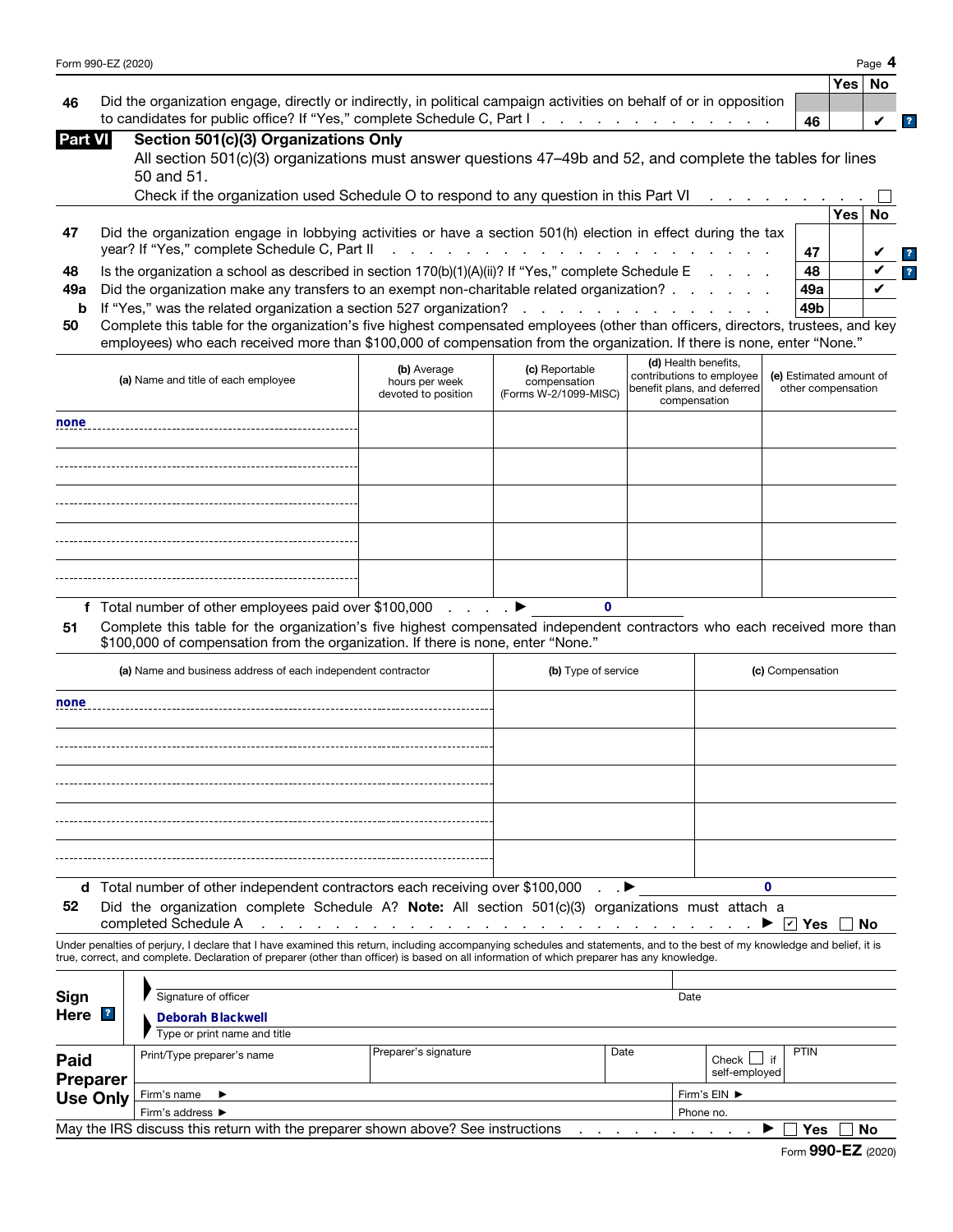| | | Yes | No |
|---|---|---|---|
| **46** Did the organization engage, directly or indirectly, in political campaign activities on behalf of or in opposition to candidates for public office? If "Yes," complete Schedule C, Part I | 46 | | ✔ |

## Part VI Section 501(c)(3) Organizations Only

All section 501(c)(3) organizations must answer questions 47–49b and 52, and complete the tables for lines 50 and 51.

Check if the organization used Schedule O to respond to any question in this Part VI ☐

| | | Yes | No |
|---|---|---|---|
| **47** Did the organization engage in lobbying activities or have a section 501(h) election in effect during the tax year? If "Yes," complete Schedule C, Part II | 47 | | ✔ |
| **48** Is the organization a school as described in section 170(b)(1)(A)(ii)? If "Yes," complete Schedule E | 48 | | ✔ |
| **49a** Did the organization make any transfers to an exempt non-charitable related organization? | 49a | | ✔ |
| **b** If "Yes," was the related organization a section 527 organization? | 49b | | |

**50** Complete this table for the organization's five highest compensated employees (other than officers, directors, trustees, and key employees) who each received more than $100,000 of compensation from the organization. If there is none, enter "None."

| (a) Name and title of each employee | (b) Average hours per week devoted to position | (c) Reportable compensation (Forms W-2/1099-MISC) | (d) Health benefits, contributions to employee benefit plans, and deferred compensation | (e) Estimated amount of other compensation |
|---|---|---|---|---|
| none | | | | |
| | | | | |
| | | | | |
| | | | | |
| | | | | |

**f** Total number of other employees paid over $100,000 ▶ 0

**51** Complete this table for the organization's five highest compensated independent contractors who each received more than $100,000 of compensation from the organization. If there is none, enter "None."

| (a) Name and business address of each independent contractor | (b) Type of service | (c) Compensation |
|---|---|---|
| none | | |
| | | |
| | | |
| | | |
| | | |

**d** Total number of other independent contractors each receiving over $100,000 ▶ 0

**52** Did the organization complete Schedule A? **Note:** All section 501(c)(3) organizations must attach a completed Schedule A ▶ ☑ Yes ☐ No

Under penalties of perjury, I declare that I have examined this return, including accompanying schedules and statements, and to the best of my knowledge and belief, it is true, correct, and complete. Declaration of preparer (other than officer) is based on all information of which preparer has any knowledge.

**Sign Here**

Signature of officer | Date

Deborah Blackwell

Type or print name and title

**Paid Preparer Use Only**

| Print/Type preparer's name | Preparer's signature | Date | Check ☐ if self-employed | PTIN |
|---|---|---|---|---|
| Firm's name ▶ | | | Firm's EIN ▶ | |
| Firm's address ▶ | | | Phone no. | |

May the IRS discuss this return with the preparer shown above? See instructions ▶ ☐ Yes ☐ No